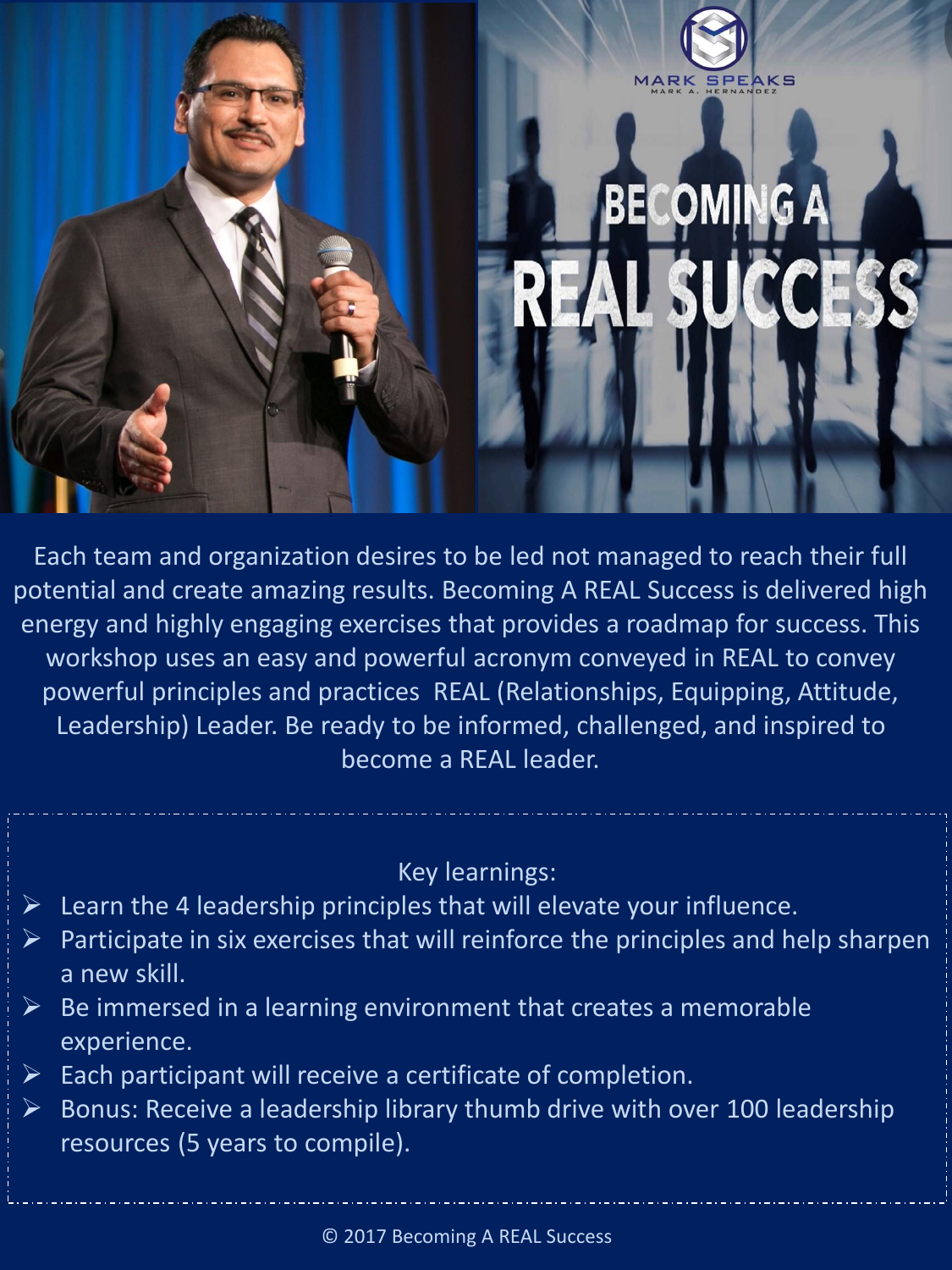# MARK SPEAKS

MARK A. HERNANDEZ

# BECOMING A REAL SUCCESS

Each team and organization desires to be led not managed to reach their full potential and create amazing results. Becoming A REAL Success is delivered high energy and highly engaging exercises that provides a roadmap for success. This workshop uses an easy and powerful acronym conveyed in REAL to convey powerful principles and practices REAL (Relationships, Equipping, Attitude, Leadership) Leader. Be ready to be informed, challenged, and inspired to become a REAL leader.

Key learnings:

- Learn the 4 leadership principles that will elevate your influence.
- Participate in six exercises that will reinforce the principles and help sharpen a new skill.
- Be immersed in a learning environment that creates a memorable experience.
- Each participant will receive a certificate of completion.
- Bonus: Receive a leadership library thumb drive with over 100 leadership resources (5 years to compile).

© 2017 Becoming A REAL Success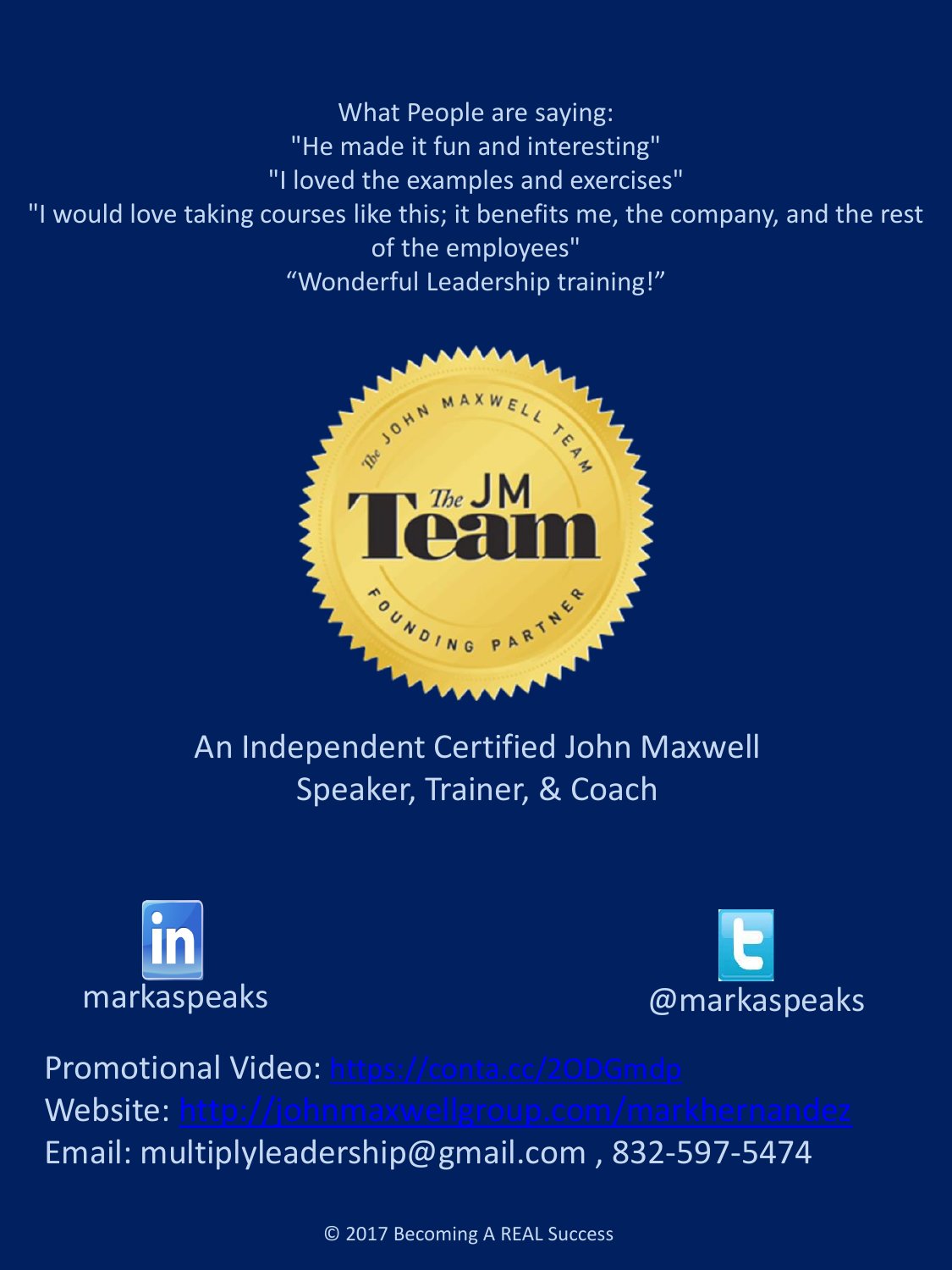What People are saying:

"He made it fun and interesting"

"I loved the examples and exercises"

"I would love taking courses like this; it benefits me, the company, and the rest of the employees"

“Wonderful Leadership training!”

The John Maxwell Team

The JM Team

Founding Partner

An Independent Certified John Maxwell Speaker, Trainer, & Coach

markaspeaks

@markaspeaks

Promotional Video: https://conta.cc/2ODGmdp

Website: http://johnmaxwellgroup.com/markhernandez

Email: multiplyleadership@gmail.com , 832-597-5474

© 2017 Becoming A REAL Success